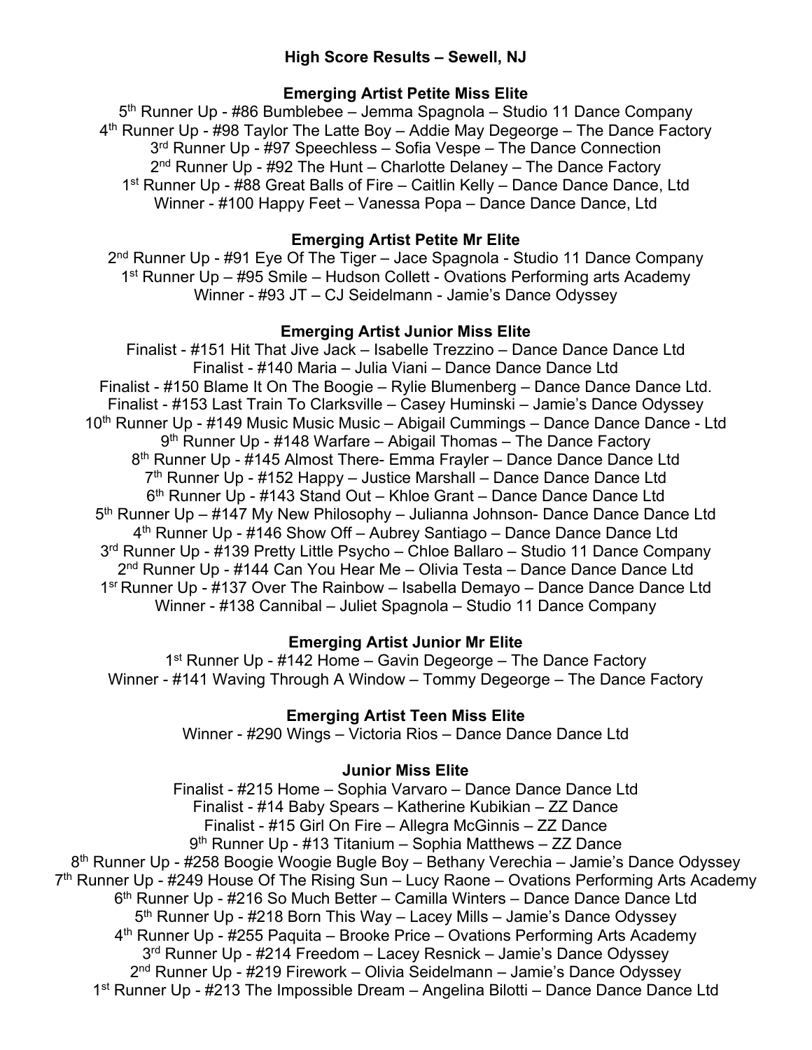# High Score Results – Sewell, NJ

## Emerging Artist Petite Miss Elite

5th Runner Up - #86 Bumblebee – Jemma Spagnola – Studio 11 Dance Company
4th Runner Up - #98 Taylor The Latte Boy – Addie May Degeorge – The Dance Factory
3rd Runner Up - #97 Speechless – Sofia Vespe – The Dance Connection
2nd Runner Up - #92 The Hunt – Charlotte Delaney – The Dance Factory
1st Runner Up - #88 Great Balls of Fire – Caitlin Kelly – Dance Dance Dance, Ltd
Winner - #100 Happy Feet – Vanessa Popa – Dance Dance Dance, Ltd

## Emerging Artist Petite Mr Elite

2nd Runner Up - #91 Eye Of The Tiger – Jace Spagnola - Studio 11 Dance Company
1st Runner Up – #95 Smile – Hudson Collett - Ovations Performing arts Academy
Winner - #93 JT – CJ Seidelmann - Jamie's Dance Odyssey

## Emerging Artist Junior Miss Elite

Finalist - #151 Hit That Jive Jack – Isabelle Trezzino – Dance Dance Dance Ltd
Finalist - #140 Maria – Julia Viani – Dance Dance Dance Ltd
Finalist - #150 Blame It On The Boogie – Rylie Blumenberg – Dance Dance Dance Ltd.
Finalist - #153 Last Train To Clarksville – Casey Huminski – Jamie's Dance Odyssey
10th Runner Up - #149 Music Music Music – Abigail Cummings – Dance Dance Dance - Ltd
9th Runner Up - #148 Warfare – Abigail Thomas – The Dance Factory
8th Runner Up - #145 Almost There- Emma Frayler – Dance Dance Dance Ltd
7th Runner Up - #152 Happy – Justice Marshall – Dance Dance Dance Ltd
6th Runner Up - #143 Stand Out – Khloe Grant – Dance Dance Dance Ltd
5th Runner Up – #147 My New Philosophy – Julianna Johnson- Dance Dance Dance Ltd
4th Runner Up - #146 Show Off – Aubrey Santiago – Dance Dance Dance Ltd
3rd Runner Up - #139 Pretty Little Psycho – Chloe Ballaro – Studio 11 Dance Company
2nd Runner Up - #144 Can You Hear Me – Olivia Testa – Dance Dance Dance Ltd
1sr Runner Up - #137 Over The Rainbow – Isabella Demayo – Dance Dance Dance Ltd
Winner - #138 Cannibal – Juliet Spagnola – Studio 11 Dance Company

## Emerging Artist Junior Mr Elite

1st Runner Up - #142 Home – Gavin Degeorge – The Dance Factory
Winner - #141 Waving Through A Window – Tommy Degeorge – The Dance Factory

## Emerging Artist Teen Miss Elite

Winner - #290 Wings – Victoria Rios – Dance Dance Dance Ltd

## Junior Miss Elite

Finalist - #215 Home – Sophia Varvaro – Dance Dance Dance Ltd
Finalist - #14 Baby Spears – Katherine Kubikian – ZZ Dance
Finalist - #15 Girl On Fire – Allegra McGinnis – ZZ Dance
9th Runner Up - #13 Titanium – Sophia Matthews – ZZ Dance
8th Runner Up - #258 Boogie Woogie Bugle Boy – Bethany Verechia – Jamie's Dance Odyssey
7th Runner Up - #249 House Of The Rising Sun – Lucy Raone – Ovations Performing Arts Academy
6th Runner Up - #216 So Much Better – Camilla Winters – Dance Dance Dance Ltd
5th Runner Up - #218 Born This Way – Lacey Mills – Jamie's Dance Odyssey
4th Runner Up - #255 Paquita – Brooke Price – Ovations Performing Arts Academy
3rd Runner Up - #214 Freedom – Lacey Resnick – Jamie's Dance Odyssey
2nd Runner Up - #219 Firework – Olivia Seidelmann – Jamie's Dance Odyssey
1st Runner Up - #213 The Impossible Dream – Angelina Bilotti – Dance Dance Dance Ltd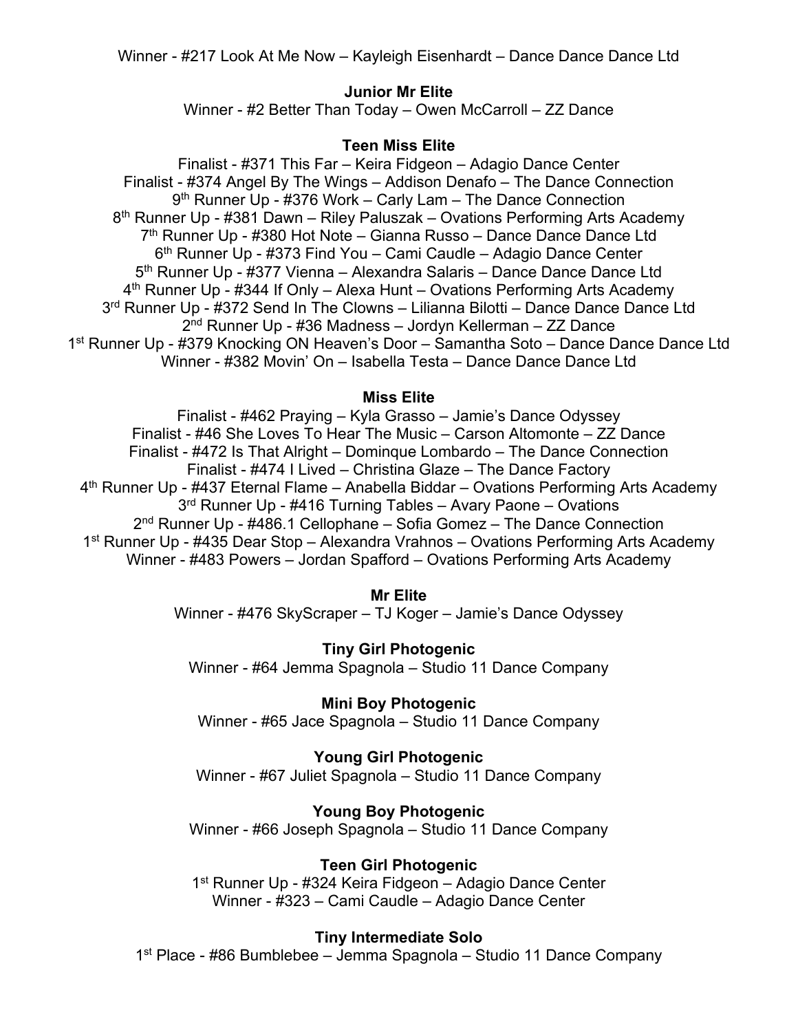Winner - #217 Look At Me Now – Kayleigh Eisenhardt – Dance Dance Dance Ltd

**Junior Mr Elite**

Winner - #2 Better Than Today – Owen McCarroll – ZZ Dance

**Teen Miss Elite**

Finalist - #371 This Far – Keira Fidgeon – Adagio Dance Center
Finalist - #374 Angel By The Wings – Addison Denafo – The Dance Connection
9th Runner Up - #376 Work – Carly Lam – The Dance Connection
8th Runner Up - #381 Dawn – Riley Paluszak – Ovations Performing Arts Academy
7th Runner Up - #380 Hot Note – Gianna Russo – Dance Dance Dance Ltd
6th Runner Up - #373 Find You – Cami Caudle – Adagio Dance Center
5th Runner Up - #377 Vienna – Alexandra Salaris – Dance Dance Dance Ltd
4th Runner Up - #344 If Only – Alexa Hunt – Ovations Performing Arts Academy
3rd Runner Up - #372 Send In The Clowns – Lilianna Bilotti – Dance Dance Dance Ltd
2nd Runner Up - #36 Madness – Jordyn Kellerman – ZZ Dance
1st Runner Up - #379 Knocking ON Heaven's Door – Samantha Soto – Dance Dance Dance Ltd
Winner - #382 Movin' On – Isabella Testa – Dance Dance Dance Ltd

**Miss Elite**

Finalist - #462 Praying – Kyla Grasso – Jamie's Dance Odyssey
Finalist - #46 She Loves To Hear The Music – Carson Altomonte – ZZ Dance
Finalist - #472 Is That Alright – Dominque Lombardo – The Dance Connection
Finalist - #474 I Lived – Christina Glaze – The Dance Factory
4th Runner Up - #437 Eternal Flame – Anabella Biddar – Ovations Performing Arts Academy
3rd Runner Up - #416 Turning Tables – Avary Paone – Ovations
2nd Runner Up - #486.1 Cellophane – Sofia Gomez – The Dance Connection
1st Runner Up - #435 Dear Stop – Alexandra Vrahnos – Ovations Performing Arts Academy
Winner - #483 Powers – Jordan Spafford – Ovations Performing Arts Academy

**Mr Elite**

Winner - #476 SkyScraper – TJ Koger – Jamie's Dance Odyssey

**Tiny Girl Photogenic**

Winner - #64 Jemma Spagnola – Studio 11 Dance Company

**Mini Boy Photogenic**

Winner - #65 Jace Spagnola – Studio 11 Dance Company

**Young Girl Photogenic**

Winner - #67 Juliet Spagnola – Studio 11 Dance Company

**Young Boy Photogenic**

Winner - #66 Joseph Spagnola – Studio 11 Dance Company

**Teen Girl Photogenic**

1st Runner Up - #324 Keira Fidgeon – Adagio Dance Center
Winner - #323 – Cami Caudle – Adagio Dance Center

**Tiny Intermediate Solo**

1st Place - #86 Bumblebee – Jemma Spagnola – Studio 11 Dance Company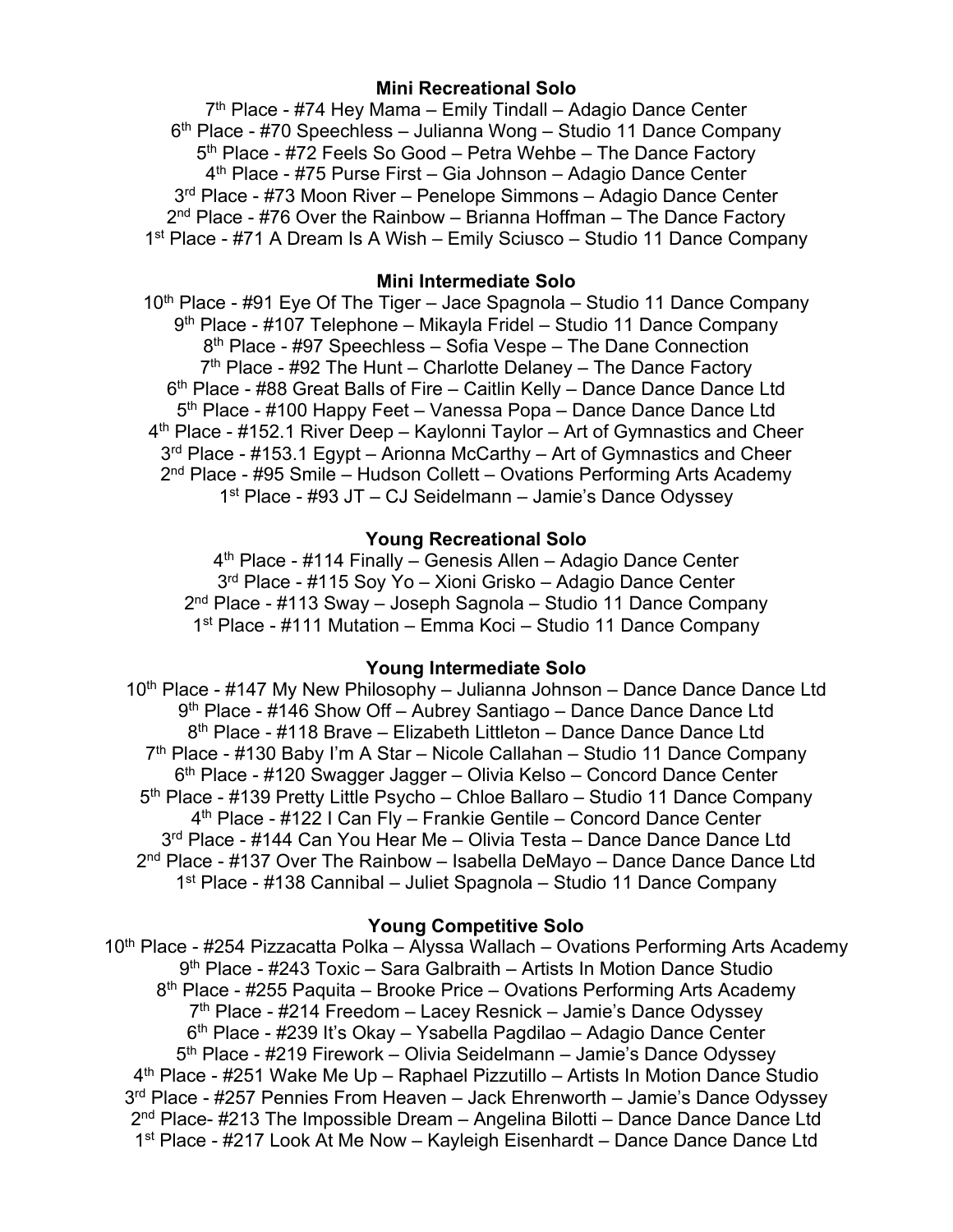**Mini Recreational Solo**

7th Place - #74 Hey Mama – Emily Tindall – Adagio Dance Center
6th Place - #70 Speechless – Julianna Wong – Studio 11 Dance Company
5th Place - #72 Feels So Good – Petra Wehbe – The Dance Factory
4th Place - #75 Purse First – Gia Johnson – Adagio Dance Center
3rd Place - #73 Moon River – Penelope Simmons – Adagio Dance Center
2nd Place - #76 Over the Rainbow – Brianna Hoffman – The Dance Factory
1st Place - #71 A Dream Is A Wish – Emily Sciusco – Studio 11 Dance Company

**Mini Intermediate Solo**

10th Place - #91 Eye Of The Tiger – Jace Spagnola – Studio 11 Dance Company
9th Place - #107 Telephone – Mikayla Fridel – Studio 11 Dance Company
8th Place - #97 Speechless – Sofia Vespe – The Dane Connection
7th Place - #92 The Hunt – Charlotte Delaney – The Dance Factory
6th Place - #88 Great Balls of Fire – Caitlin Kelly – Dance Dance Dance Ltd
5th Place - #100 Happy Feet – Vanessa Popa – Dance Dance Dance Ltd
4th Place - #152.1 River Deep – Kaylonni Taylor – Art of Gymnastics and Cheer
3rd Place - #153.1 Egypt – Arionna McCarthy – Art of Gymnastics and Cheer
2nd Place - #95 Smile – Hudson Collett – Ovations Performing Arts Academy
1st Place - #93 JT – CJ Seidelmann – Jamie's Dance Odyssey

**Young Recreational Solo**

4th Place - #114 Finally – Genesis Allen – Adagio Dance Center
3rd Place - #115 Soy Yo – Xioni Grisko – Adagio Dance Center
2nd Place - #113 Sway – Joseph Sagnola – Studio 11 Dance Company
1st Place - #111 Mutation – Emma Koci – Studio 11 Dance Company

**Young Intermediate Solo**

10th Place - #147 My New Philosophy – Julianna Johnson – Dance Dance Dance Ltd
9th Place - #146 Show Off – Aubrey Santiago – Dance Dance Dance Ltd
8th Place - #118 Brave – Elizabeth Littleton – Dance Dance Dance Ltd
7th Place - #130 Baby I'm A Star – Nicole Callahan – Studio 11 Dance Company
6th Place - #120 Swagger Jagger – Olivia Kelso – Concord Dance Center
5th Place - #139 Pretty Little Psycho – Chloe Ballaro – Studio 11 Dance Company
4th Place - #122 I Can Fly – Frankie Gentile – Concord Dance Center
3rd Place - #144 Can You Hear Me – Olivia Testa – Dance Dance Dance Ltd
2nd Place - #137 Over The Rainbow – Isabella DeMayo – Dance Dance Dance Ltd
1st Place - #138 Cannibal – Juliet Spagnola – Studio 11 Dance Company

**Young Competitive Solo**

10th Place - #254 Pizzacatta Polka – Alyssa Wallach – Ovations Performing Arts Academy
9th Place - #243 Toxic – Sara Galbraith – Artists In Motion Dance Studio
8th Place - #255 Paquita – Brooke Price – Ovations Performing Arts Academy
7th Place - #214 Freedom – Lacey Resnick – Jamie's Dance Odyssey
6th Place - #239 It's Okay – Ysabella Pagdilao – Adagio Dance Center
5th Place - #219 Firework – Olivia Seidelmann – Jamie's Dance Odyssey
4th Place - #251 Wake Me Up – Raphael Pizzutillo – Artists In Motion Dance Studio
3rd Place - #257 Pennies From Heaven – Jack Ehrenworth – Jamie's Dance Odyssey
2nd Place- #213 The Impossible Dream – Angelina Bilotti – Dance Dance Dance Ltd
1st Place - #217 Look At Me Now – Kayleigh Eisenhardt – Dance Dance Dance Ltd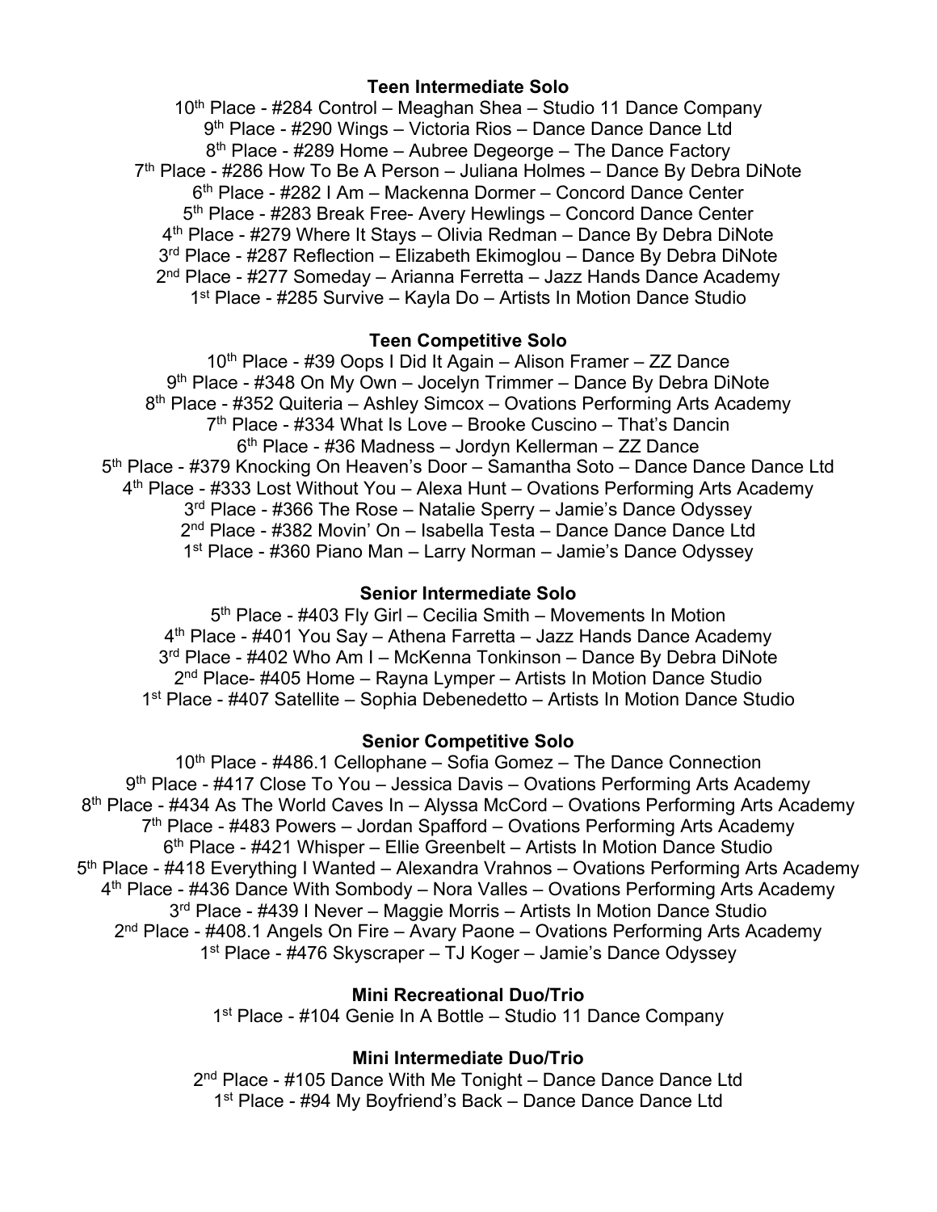**Teen Intermediate Solo**

10th Place - #284 Control – Meaghan Shea – Studio 11 Dance Company
9th Place - #290 Wings – Victoria Rios – Dance Dance Dance Ltd
8th Place - #289 Home – Aubree Degeorge – The Dance Factory
7th Place - #286 How To Be A Person – Juliana Holmes – Dance By Debra DiNote
6th Place - #282 I Am – Mackenna Dormer – Concord Dance Center
5th Place - #283 Break Free- Avery Hewlings – Concord Dance Center
4th Place - #279 Where It Stays – Olivia Redman – Dance By Debra DiNote
3rd Place - #287 Reflection – Elizabeth Ekimoglou – Dance By Debra DiNote
2nd Place - #277 Someday – Arianna Ferretta – Jazz Hands Dance Academy
1st Place - #285 Survive – Kayla Do – Artists In Motion Dance Studio

**Teen Competitive Solo**

10th Place - #39 Oops I Did It Again – Alison Framer – ZZ Dance
9th Place - #348 On My Own – Jocelyn Trimmer – Dance By Debra DiNote
8th Place - #352 Quiteria – Ashley Simcox – Ovations Performing Arts Academy
7th Place - #334 What Is Love – Brooke Cuscino – That's Dancin
6th Place - #36 Madness – Jordyn Kellerman – ZZ Dance
5th Place - #379 Knocking On Heaven's Door – Samantha Soto – Dance Dance Dance Ltd
4th Place - #333 Lost Without You – Alexa Hunt – Ovations Performing Arts Academy
3rd Place - #366 The Rose – Natalie Sperry – Jamie's Dance Odyssey
2nd Place - #382 Movin' On – Isabella Testa – Dance Dance Dance Ltd
1st Place - #360 Piano Man – Larry Norman – Jamie's Dance Odyssey

**Senior Intermediate Solo**

5th Place - #403 Fly Girl – Cecilia Smith – Movements In Motion
4th Place - #401 You Say – Athena Farretta – Jazz Hands Dance Academy
3rd Place - #402 Who Am I – McKenna Tonkinson – Dance By Debra DiNote
2nd Place- #405 Home – Rayna Lymper – Artists In Motion Dance Studio
1st Place - #407 Satellite – Sophia Debenedetto – Artists In Motion Dance Studio

**Senior Competitive Solo**

10th Place - #486.1 Cellophane – Sofia Gomez – The Dance Connection
9th Place - #417 Close To You – Jessica Davis – Ovations Performing Arts Academy
8th Place - #434 As The World Caves In – Alyssa McCord – Ovations Performing Arts Academy
7th Place - #483 Powers – Jordan Spafford – Ovations Performing Arts Academy
6th Place - #421 Whisper – Ellie Greenbelt – Artists In Motion Dance Studio
5th Place - #418 Everything I Wanted – Alexandra Vrahnos – Ovations Performing Arts Academy
4th Place - #436 Dance With Sombody – Nora Valles – Ovations Performing Arts Academy
3rd Place - #439 I Never – Maggie Morris – Artists In Motion Dance Studio
2nd Place - #408.1 Angels On Fire – Avary Paone – Ovations Performing Arts Academy
1st Place - #476 Skyscraper – TJ Koger – Jamie's Dance Odyssey

**Mini Recreational Duo/Trio**

1st Place - #104 Genie In A Bottle – Studio 11 Dance Company

**Mini Intermediate Duo/Trio**

2nd Place - #105 Dance With Me Tonight – Dance Dance Dance Ltd
1st Place - #94 My Boyfriend's Back – Dance Dance Dance Ltd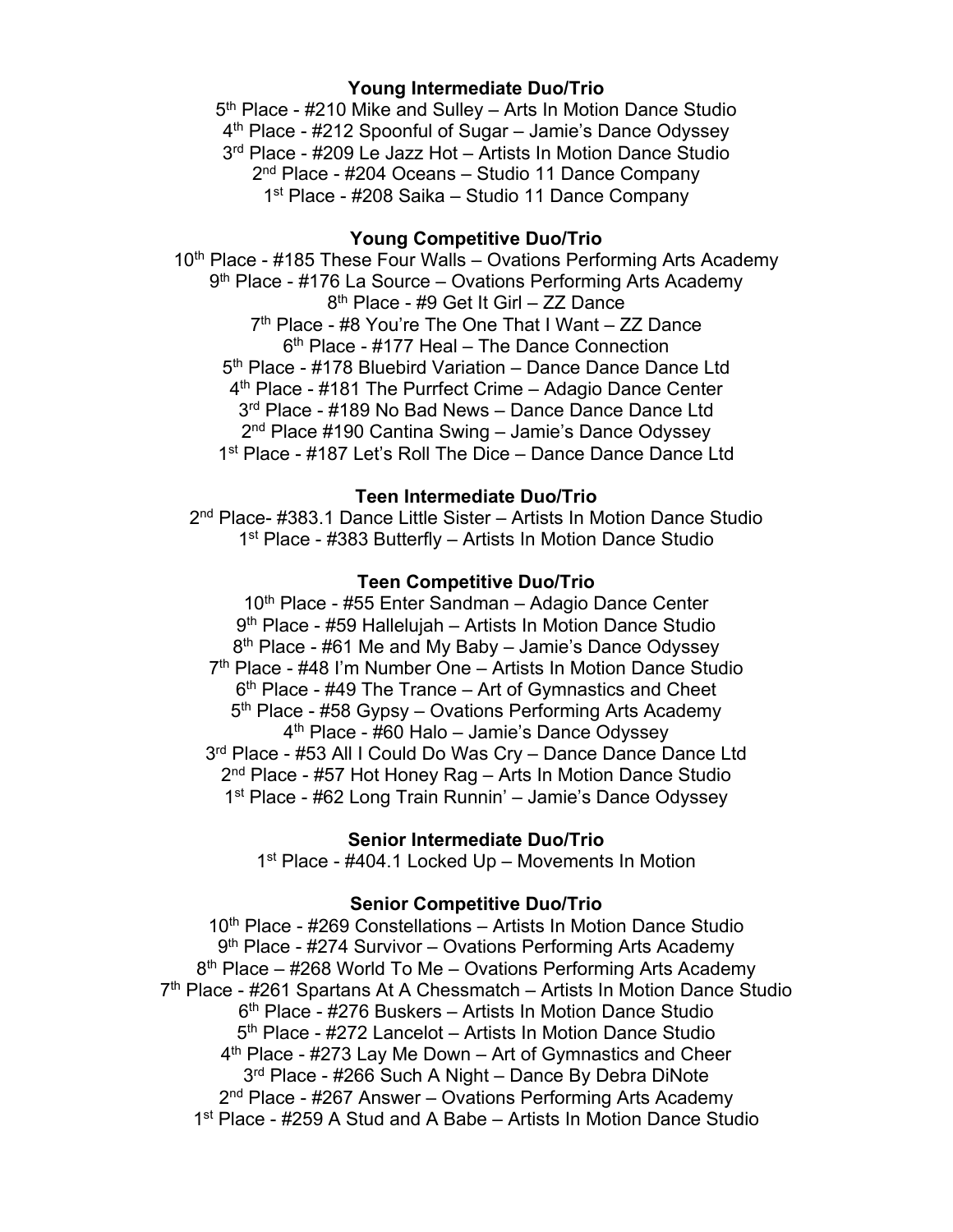**Young Intermediate Duo/Trio**

5th Place - #210 Mike and Sulley – Arts In Motion Dance Studio
4th Place - #212 Spoonful of Sugar – Jamie's Dance Odyssey
3rd Place - #209 Le Jazz Hot – Artists In Motion Dance Studio
2nd Place - #204 Oceans – Studio 11 Dance Company
1st Place - #208 Saika – Studio 11 Dance Company

**Young Competitive Duo/Trio**

10th Place - #185 These Four Walls – Ovations Performing Arts Academy
9th Place - #176 La Source – Ovations Performing Arts Academy
8th Place - #9 Get It Girl – ZZ Dance
7th Place - #8 You're The One That I Want – ZZ Dance
6th Place - #177 Heal – The Dance Connection
5th Place - #178 Bluebird Variation – Dance Dance Dance Ltd
4th Place - #181 The Purrfect Crime – Adagio Dance Center
3rd Place - #189 No Bad News – Dance Dance Dance Ltd
2nd Place #190 Cantina Swing – Jamie's Dance Odyssey
1st Place - #187 Let's Roll The Dice – Dance Dance Dance Ltd

**Teen Intermediate Duo/Trio**

2nd Place- #383.1 Dance Little Sister – Artists In Motion Dance Studio
1st Place - #383 Butterfly – Artists In Motion Dance Studio

**Teen Competitive Duo/Trio**

10th Place - #55 Enter Sandman – Adagio Dance Center
9th Place - #59 Hallelujah – Artists In Motion Dance Studio
8th Place - #61 Me and My Baby – Jamie's Dance Odyssey
7th Place - #48 I'm Number One – Artists In Motion Dance Studio
6th Place - #49 The Trance – Art of Gymnastics and Cheet
5th Place - #58 Gypsy – Ovations Performing Arts Academy
4th Place - #60 Halo – Jamie's Dance Odyssey
3rd Place - #53 All I Could Do Was Cry – Dance Dance Dance Ltd
2nd Place - #57 Hot Honey Rag – Arts In Motion Dance Studio
1st Place - #62 Long Train Runnin' – Jamie's Dance Odyssey

**Senior Intermediate Duo/Trio**

1st Place - #404.1 Locked Up – Movements In Motion

**Senior Competitive Duo/Trio**

10th Place - #269 Constellations – Artists In Motion Dance Studio
9th Place - #274 Survivor – Ovations Performing Arts Academy
8th Place – #268 World To Me – Ovations Performing Arts Academy
7th Place - #261 Spartans At A Chessmatch – Artists In Motion Dance Studio
6th Place - #276 Buskers – Artists In Motion Dance Studio
5th Place - #272 Lancelot – Artists In Motion Dance Studio
4th Place - #273 Lay Me Down – Art of Gymnastics and Cheer
3rd Place - #266 Such A Night – Dance By Debra DiNote
2nd Place - #267 Answer – Ovations Performing Arts Academy
1st Place - #259 A Stud and A Babe – Artists In Motion Dance Studio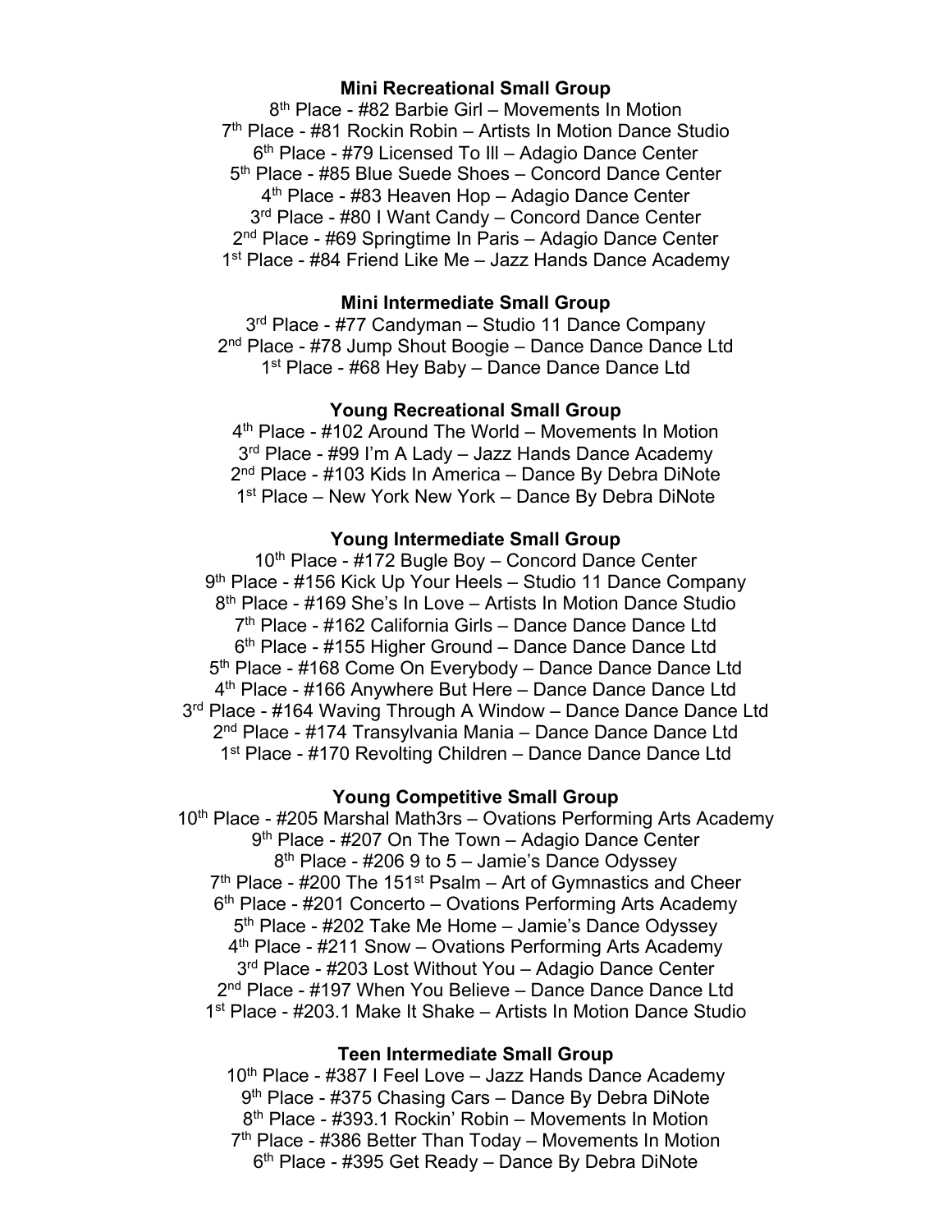**Mini Recreational Small Group**

8th Place - #82 Barbie Girl – Movements In Motion
7th Place - #81 Rockin Robin – Artists In Motion Dance Studio
6th Place - #79 Licensed To Ill – Adagio Dance Center
5th Place - #85 Blue Suede Shoes – Concord Dance Center
4th Place - #83 Heaven Hop – Adagio Dance Center
3rd Place - #80 I Want Candy – Concord Dance Center
2nd Place - #69 Springtime In Paris – Adagio Dance Center
1st Place - #84 Friend Like Me – Jazz Hands Dance Academy

**Mini Intermediate Small Group**

3rd Place - #77 Candyman – Studio 11 Dance Company
2nd Place - #78 Jump Shout Boogie – Dance Dance Dance Ltd
1st Place - #68 Hey Baby – Dance Dance Dance Ltd

**Young Recreational Small Group**

4th Place - #102 Around The World – Movements In Motion
3rd Place - #99 I'm A Lady – Jazz Hands Dance Academy
2nd Place - #103 Kids In America – Dance By Debra DiNote
1st Place – New York New York – Dance By Debra DiNote

**Young Intermediate Small Group**

10th Place - #172 Bugle Boy – Concord Dance Center
9th Place - #156 Kick Up Your Heels – Studio 11 Dance Company
8th Place - #169 She's In Love – Artists In Motion Dance Studio
7th Place - #162 California Girls – Dance Dance Dance Ltd
6th Place - #155 Higher Ground – Dance Dance Dance Ltd
5th Place - #168 Come On Everybody – Dance Dance Dance Ltd
4th Place - #166 Anywhere But Here – Dance Dance Dance Ltd
3rd Place - #164 Waving Through A Window – Dance Dance Dance Ltd
2nd Place - #174 Transylvania Mania – Dance Dance Dance Ltd
1st Place - #170 Revolting Children – Dance Dance Dance Ltd

**Young Competitive Small Group**

10th Place - #205 Marshal Math3rs – Ovations Performing Arts Academy
9th Place - #207 On The Town – Adagio Dance Center
8th Place - #206 9 to 5 – Jamie's Dance Odyssey
7th Place - #200 The 151st Psalm – Art of Gymnastics and Cheer
6th Place - #201 Concerto – Ovations Performing Arts Academy
5th Place - #202 Take Me Home – Jamie's Dance Odyssey
4th Place - #211 Snow – Ovations Performing Arts Academy
3rd Place - #203 Lost Without You – Adagio Dance Center
2nd Place - #197 When You Believe – Dance Dance Dance Ltd
1st Place - #203.1 Make It Shake – Artists In Motion Dance Studio

**Teen Intermediate Small Group**

10th Place - #387 I Feel Love – Jazz Hands Dance Academy
9th Place - #375 Chasing Cars – Dance By Debra DiNote
8th Place - #393.1 Rockin' Robin – Movements In Motion
7th Place - #386 Better Than Today – Movements In Motion
6th Place - #395 Get Ready – Dance By Debra DiNote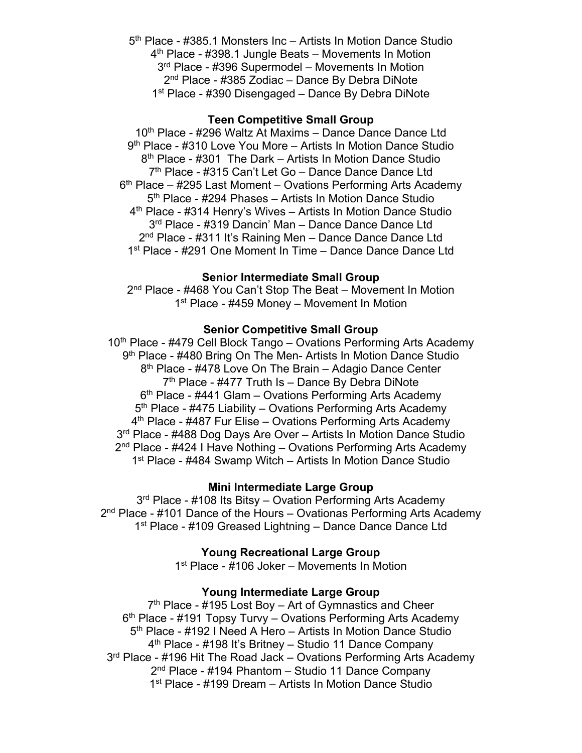5th Place - #385.1 Monsters Inc – Artists In Motion Dance Studio
4th Place - #398.1 Jungle Beats – Movements In Motion
3rd Place - #396 Supermodel – Movements In Motion
2nd Place - #385 Zodiac – Dance By Debra DiNote
1st Place - #390 Disengaged – Dance By Debra DiNote

**Teen Competitive Small Group**

10th Place - #296 Waltz At Maxims – Dance Dance Dance Ltd
9th Place - #310 Love You More – Artists In Motion Dance Studio
8th Place - #301 The Dark – Artists In Motion Dance Studio
7th Place - #315 Can't Let Go – Dance Dance Dance Ltd
6th Place – #295 Last Moment – Ovations Performing Arts Academy
5th Place - #294 Phases – Artists In Motion Dance Studio
4th Place - #314 Henry's Wives – Artists In Motion Dance Studio
3rd Place - #319 Dancin' Man – Dance Dance Dance Ltd
2nd Place - #311 It's Raining Men – Dance Dance Dance Ltd
1st Place - #291 One Moment In Time – Dance Dance Dance Ltd

**Senior Intermediate Small Group**

2nd Place - #468 You Can't Stop The Beat – Movement In Motion
1st Place - #459 Money – Movement In Motion

**Senior Competitive Small Group**

10th Place - #479 Cell Block Tango – Ovations Performing Arts Academy
9th Place - #480 Bring On The Men- Artists In Motion Dance Studio
8th Place - #478 Love On The Brain – Adagio Dance Center
7th Place - #477 Truth Is – Dance By Debra DiNote
6th Place - #441 Glam – Ovations Performing Arts Academy
5th Place - #475 Liability – Ovations Performing Arts Academy
4th Place - #487 Fur Elise – Ovations Performing Arts Academy
3rd Place - #488 Dog Days Are Over – Artists In Motion Dance Studio
2nd Place - #424 I Have Nothing – Ovations Performing Arts Academy
1st Place - #484 Swamp Witch – Artists In Motion Dance Studio

**Mini Intermediate Large Group**

3rd Place - #108 Its Bitsy – Ovation Performing Arts Academy
2nd Place - #101 Dance of the Hours – Ovationas Performing Arts Academy
1st Place - #109 Greased Lightning – Dance Dance Dance Ltd

**Young Recreational Large Group**

1st Place - #106 Joker – Movements In Motion

**Young Intermediate Large Group**

7th Place - #195 Lost Boy – Art of Gymnastics and Cheer
6th Place - #191 Topsy Turvy – Ovations Performing Arts Academy
5th Place - #192 I Need A Hero – Artists In Motion Dance Studio
4th Place - #198 It's Britney – Studio 11 Dance Company
3rd Place - #196 Hit The Road Jack – Ovations Performing Arts Academy
2nd Place - #194 Phantom – Studio 11 Dance Company
1st Place - #199 Dream – Artists In Motion Dance Studio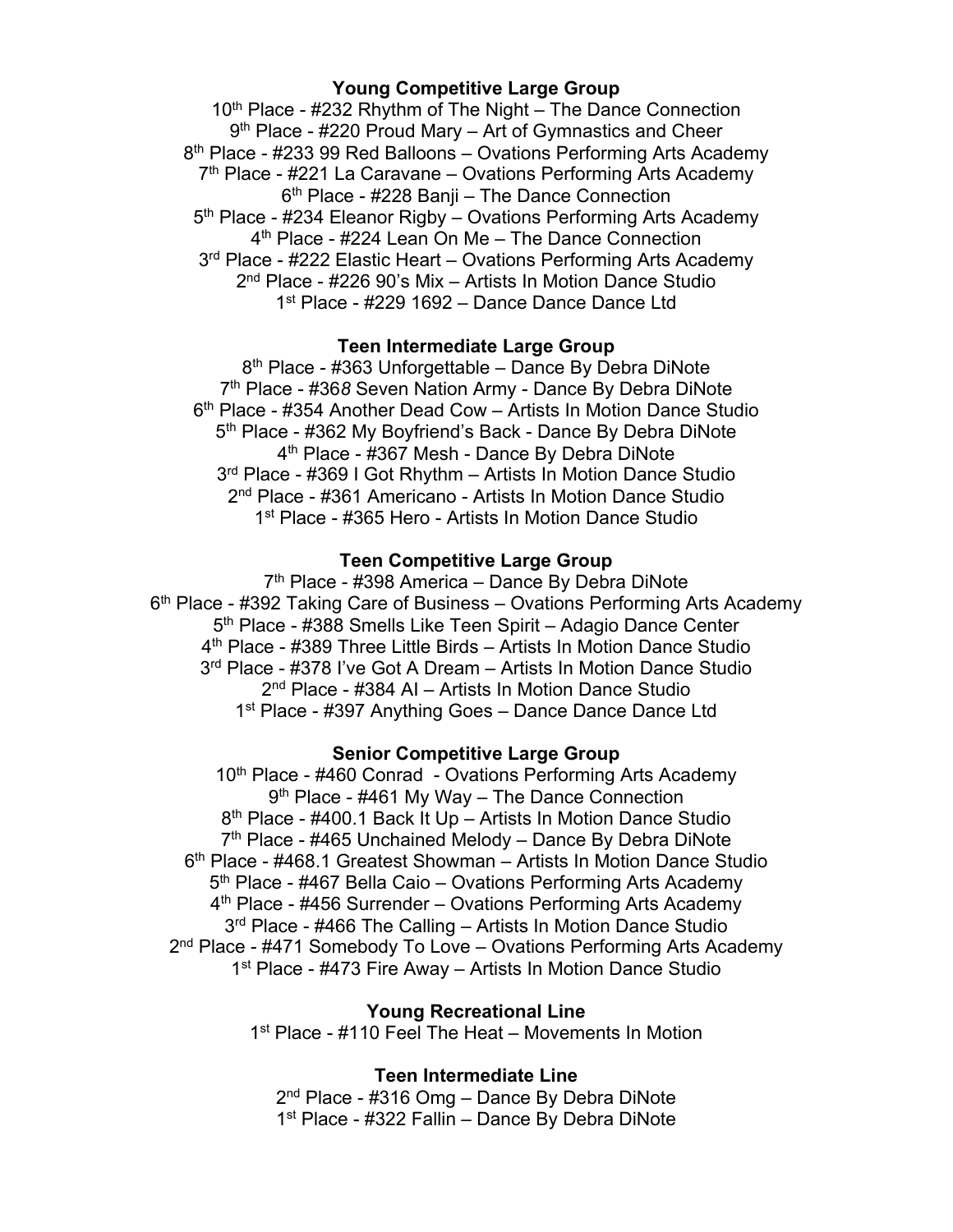**Young Competitive Large Group**

10th Place - #232 Rhythm of The Night – The Dance Connection
9th Place - #220 Proud Mary – Art of Gymnastics and Cheer
8th Place - #233 99 Red Balloons – Ovations Performing Arts Academy
7th Place - #221 La Caravane – Ovations Performing Arts Academy
6th Place - #228 Banji – The Dance Connection
5th Place - #234 Eleanor Rigby – Ovations Performing Arts Academy
4th Place - #224 Lean On Me – The Dance Connection
3rd Place - #222 Elastic Heart – Ovations Performing Arts Academy
2nd Place - #226 90's Mix – Artists In Motion Dance Studio
1st Place - #229 1692 – Dance Dance Dance Ltd

**Teen Intermediate Large Group**

8th Place - #363 Unforgettable – Dance By Debra DiNote
7th Place - #368 Seven Nation Army - Dance By Debra DiNote
6th Place - #354 Another Dead Cow – Artists In Motion Dance Studio
5th Place - #362 My Boyfriend's Back - Dance By Debra DiNote
4th Place - #367 Mesh - Dance By Debra DiNote
3rd Place - #369 I Got Rhythm – Artists In Motion Dance Studio
2nd Place - #361 Americano - Artists In Motion Dance Studio
1st Place - #365 Hero - Artists In Motion Dance Studio

**Teen Competitive Large Group**

7th Place - #398 America – Dance By Debra DiNote
6th Place - #392 Taking Care of Business – Ovations Performing Arts Academy
5th Place - #388 Smells Like Teen Spirit – Adagio Dance Center
4th Place - #389 Three Little Birds – Artists In Motion Dance Studio
3rd Place - #378 I've Got A Dream – Artists In Motion Dance Studio
2nd Place - #384 AI – Artists In Motion Dance Studio
1st Place - #397 Anything Goes – Dance Dance Dance Ltd

**Senior Competitive Large Group**

10th Place - #460 Conrad - Ovations Performing Arts Academy
9th Place - #461 My Way – The Dance Connection
8th Place - #400.1 Back It Up – Artists In Motion Dance Studio
7th Place - #465 Unchained Melody – Dance By Debra DiNote
6th Place - #468.1 Greatest Showman – Artists In Motion Dance Studio
5th Place - #467 Bella Caio – Ovations Performing Arts Academy
4th Place - #456 Surrender – Ovations Performing Arts Academy
3rd Place - #466 The Calling – Artists In Motion Dance Studio
2nd Place - #471 Somebody To Love – Ovations Performing Arts Academy
1st Place - #473 Fire Away – Artists In Motion Dance Studio

**Young Recreational Line**

1st Place - #110 Feel The Heat – Movements In Motion

**Teen Intermediate Line**

2nd Place - #316 Omg – Dance By Debra DiNote
1st Place - #322 Fallin – Dance By Debra DiNote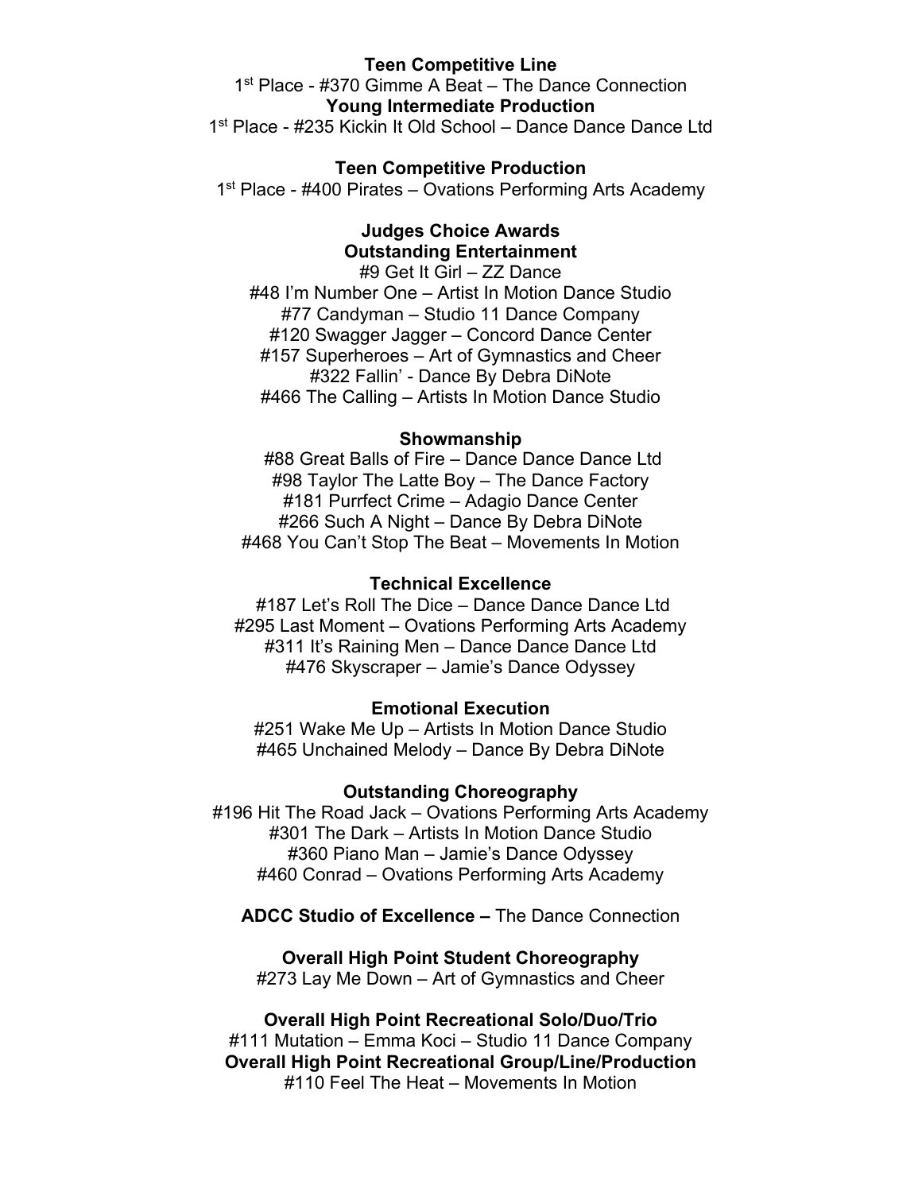**Teen Competitive Line**

1st Place - #370 Gimme A Beat – The Dance Connection

**Young Intermediate Production**

1st Place - #235 Kickin It Old School – Dance Dance Dance Ltd

**Teen Competitive Production**

1st Place - #400 Pirates – Ovations Performing Arts Academy

**Judges Choice Awards**

**Outstanding Entertainment**

#9 Get It Girl – ZZ Dance
#48 I'm Number One – Artist In Motion Dance Studio
#77 Candyman – Studio 11 Dance Company
#120 Swagger Jagger – Concord Dance Center
#157 Superheroes – Art of Gymnastics and Cheer
#322 Fallin' - Dance By Debra DiNote
#466 The Calling – Artists In Motion Dance Studio

**Showmanship**

#88 Great Balls of Fire – Dance Dance Dance Ltd
#98 Taylor The Latte Boy – The Dance Factory
#181 Purrfect Crime – Adagio Dance Center
#266 Such A Night – Dance By Debra DiNote
#468 You Can't Stop The Beat – Movements In Motion

**Technical Excellence**

#187 Let's Roll The Dice – Dance Dance Dance Ltd
#295 Last Moment – Ovations Performing Arts Academy
#311 It's Raining Men – Dance Dance Dance Ltd
#476 Skyscraper – Jamie's Dance Odyssey

**Emotional Execution**

#251 Wake Me Up – Artists In Motion Dance Studio
#465 Unchained Melody – Dance By Debra DiNote

**Outstanding Choreography**

#196 Hit The Road Jack – Ovations Performing Arts Academy
#301 The Dark – Artists In Motion Dance Studio
#360 Piano Man – Jamie's Dance Odyssey
#460 Conrad – Ovations Performing Arts Academy

**ADCC Studio of Excellence –** The Dance Connection

**Overall High Point Student Choreography**

#273 Lay Me Down – Art of Gymnastics and Cheer

**Overall High Point Recreational Solo/Duo/Trio**

#111 Mutation – Emma Koci – Studio 11 Dance Company

**Overall High Point Recreational Group/Line/Production**

#110 Feel The Heat – Movements In Motion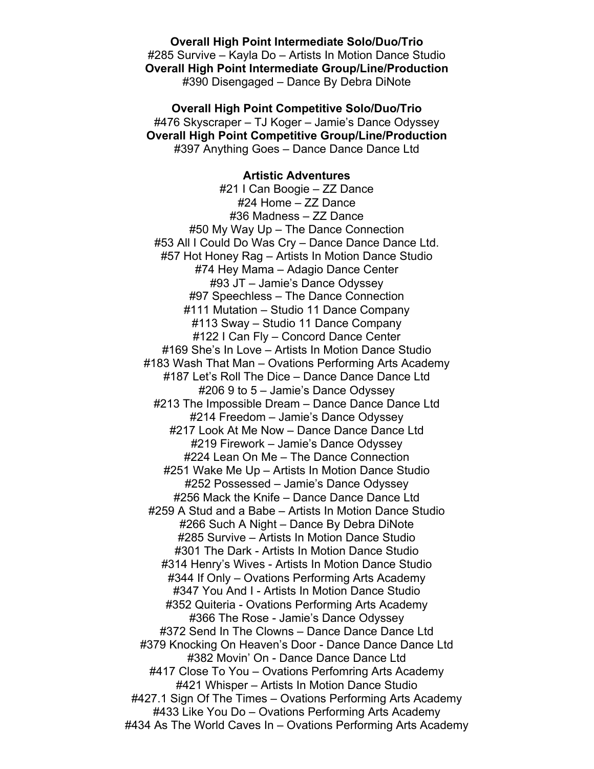**Overall High Point Intermediate Solo/Duo/Trio**
#285 Survive – Kayla Do – Artists In Motion Dance Studio
**Overall High Point Intermediate Group/Line/Production**
#390 Disengaged – Dance By Debra DiNote

**Overall High Point Competitive Solo/Duo/Trio**
#476 Skyscraper – TJ Koger – Jamie's Dance Odyssey
**Overall High Point Competitive Group/Line/Production**
#397 Anything Goes – Dance Dance Dance Ltd

**Artistic Adventures**

#21 I Can Boogie – ZZ Dance
#24 Home – ZZ Dance
#36 Madness – ZZ Dance
#50 My Way Up – The Dance Connection
#53 All I Could Do Was Cry – Dance Dance Dance Ltd.
#57 Hot Honey Rag – Artists In Motion Dance Studio
#74 Hey Mama – Adagio Dance Center
#93 JT – Jamie's Dance Odyssey
#97 Speechless – The Dance Connection
#111 Mutation – Studio 11 Dance Company
#113 Sway – Studio 11 Dance Company
#122 I Can Fly – Concord Dance Center
#169 She's In Love – Artists In Motion Dance Studio
#183 Wash That Man – Ovations Performing Arts Academy
#187 Let's Roll The Dice – Dance Dance Dance Ltd
#206 9 to 5 – Jamie's Dance Odyssey
#213 The Impossible Dream – Dance Dance Dance Ltd
#214 Freedom – Jamie's Dance Odyssey
#217 Look At Me Now – Dance Dance Dance Ltd
#219 Firework – Jamie's Dance Odyssey
#224 Lean On Me – The Dance Connection
#251 Wake Me Up – Artists In Motion Dance Studio
#252 Possessed – Jamie's Dance Odyssey
#256 Mack the Knife – Dance Dance Dance Ltd
#259 A Stud and a Babe – Artists In Motion Dance Studio
#266 Such A Night – Dance By Debra DiNote
#285 Survive – Artists In Motion Dance Studio
#301 The Dark - Artists In Motion Dance Studio
#314 Henry's Wives - Artists In Motion Dance Studio
#344 If Only – Ovations Performing Arts Academy
#347 You And I - Artists In Motion Dance Studio
#352 Quiteria - Ovations Performing Arts Academy
#366 The Rose - Jamie's Dance Odyssey
#372 Send In The Clowns – Dance Dance Dance Ltd
#379 Knocking On Heaven's Door - Dance Dance Dance Ltd
#382 Movin' On - Dance Dance Dance Ltd
#417 Close To You – Ovations Perfomring Arts Academy
#421 Whisper – Artists In Motion Dance Studio
#427.1 Sign Of The Times – Ovations Performing Arts Academy
#433 Like You Do – Ovations Performing Arts Academy
#434 As The World Caves In – Ovations Performing Arts Academy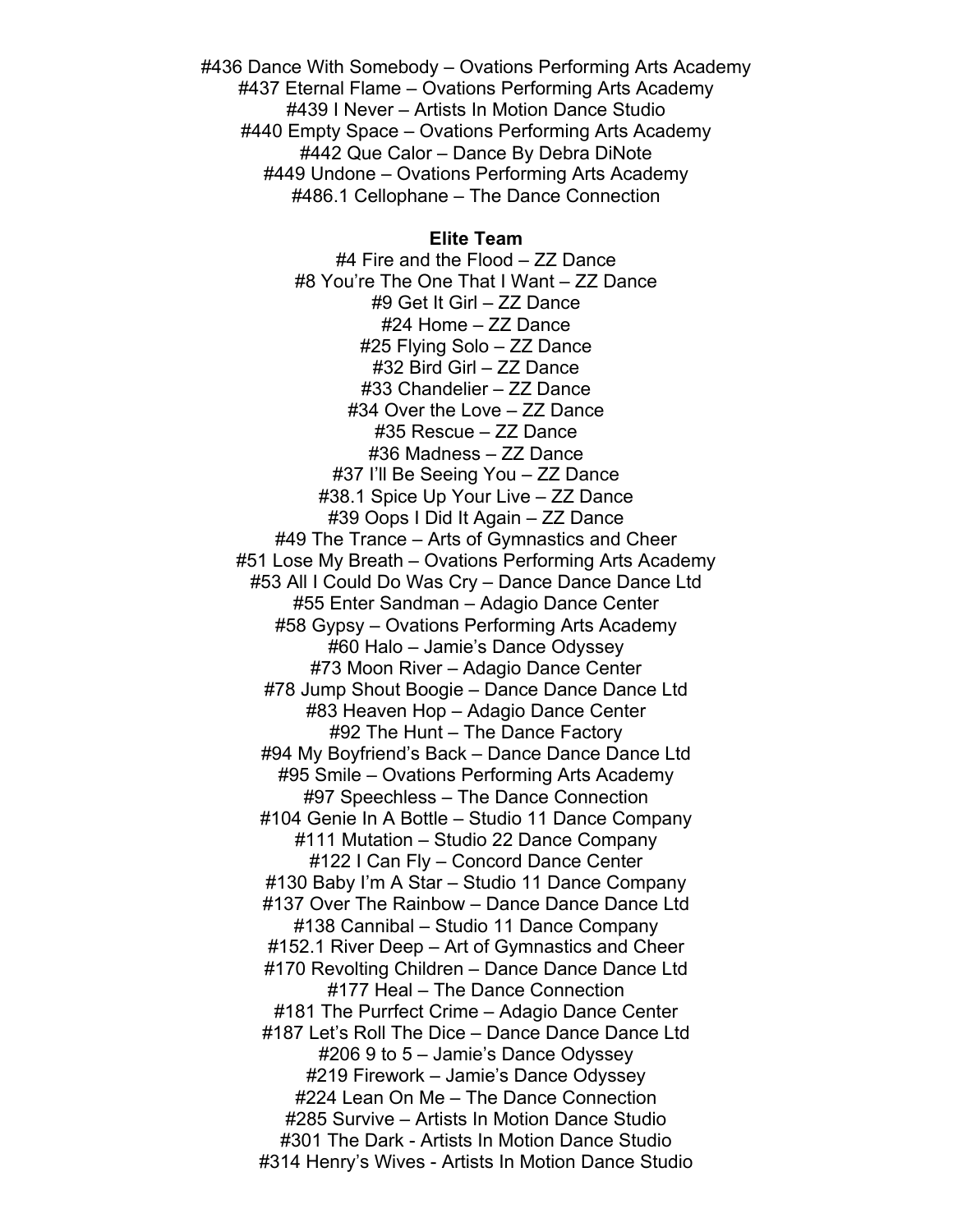#436 Dance With Somebody – Ovations Performing Arts Academy
#437 Eternal Flame – Ovations Performing Arts Academy
#439 I Never – Artists In Motion Dance Studio
#440 Empty Space – Ovations Performing Arts Academy
#442 Que Calor – Dance By Debra DiNote
#449 Undone – Ovations Performing Arts Academy
#486.1 Cellophane – The Dance Connection

**Elite Team**

#4 Fire and the Flood – ZZ Dance
#8 You're The One That I Want – ZZ Dance
#9 Get It Girl – ZZ Dance
#24 Home – ZZ Dance
#25 Flying Solo – ZZ Dance
#32 Bird Girl – ZZ Dance
#33 Chandelier – ZZ Dance
#34 Over the Love – ZZ Dance
#35 Rescue – ZZ Dance
#36 Madness – ZZ Dance
#37 I'll Be Seeing You – ZZ Dance
#38.1 Spice Up Your Live – ZZ Dance
#39 Oops I Did It Again – ZZ Dance
#49 The Trance – Arts of Gymnastics and Cheer
#51 Lose My Breath – Ovations Performing Arts Academy
#53 All I Could Do Was Cry – Dance Dance Dance Ltd
#55 Enter Sandman – Adagio Dance Center
#58 Gypsy – Ovations Performing Arts Academy
#60 Halo – Jamie's Dance Odyssey
#73 Moon River – Adagio Dance Center
#78 Jump Shout Boogie – Dance Dance Dance Ltd
#83 Heaven Hop – Adagio Dance Center
#92 The Hunt – The Dance Factory
#94 My Boyfriend's Back – Dance Dance Dance Ltd
#95 Smile – Ovations Performing Arts Academy
#97 Speechless – The Dance Connection
#104 Genie In A Bottle – Studio 11 Dance Company
#111 Mutation – Studio 22 Dance Company
#122 I Can Fly – Concord Dance Center
#130 Baby I'm A Star – Studio 11 Dance Company
#137 Over The Rainbow – Dance Dance Dance Ltd
#138 Cannibal – Studio 11 Dance Company
#152.1 River Deep – Art of Gymnastics and Cheer
#170 Revolting Children – Dance Dance Dance Ltd
#177 Heal – The Dance Connection
#181 The Purrfect Crime – Adagio Dance Center
#187 Let's Roll The Dice – Dance Dance Dance Ltd
#206 9 to 5 – Jamie's Dance Odyssey
#219 Firework – Jamie's Dance Odyssey
#224 Lean On Me – The Dance Connection
#285 Survive – Artists In Motion Dance Studio
#301 The Dark - Artists In Motion Dance Studio
#314 Henry's Wives - Artists In Motion Dance Studio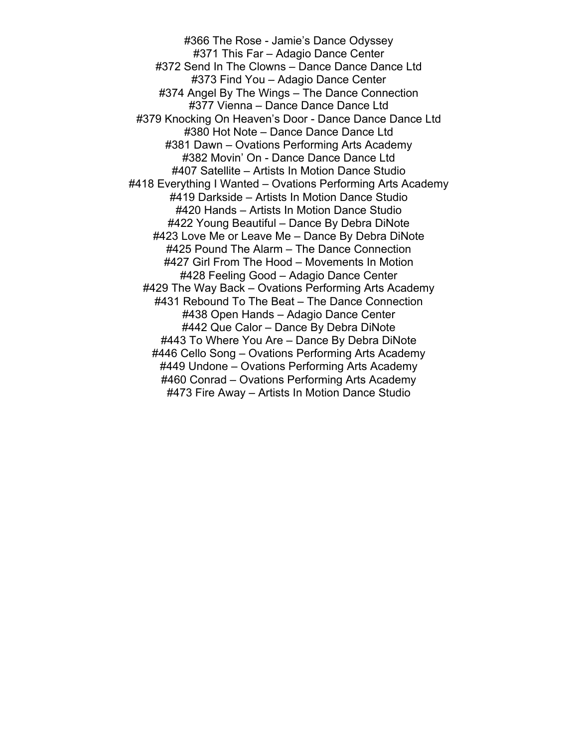#366 The Rose - Jamie's Dance Odyssey
#371 This Far – Adagio Dance Center
#372 Send In The Clowns – Dance Dance Dance Ltd
#373 Find You – Adagio Dance Center
#374 Angel By The Wings – The Dance Connection
#377 Vienna – Dance Dance Dance Ltd
#379 Knocking On Heaven's Door - Dance Dance Dance Ltd
#380 Hot Note – Dance Dance Dance Ltd
#381 Dawn – Ovations Performing Arts Academy
#382 Movin' On - Dance Dance Dance Ltd
#407 Satellite – Artists In Motion Dance Studio
#418 Everything I Wanted – Ovations Performing Arts Academy
#419 Darkside – Artists In Motion Dance Studio
#420 Hands – Artists In Motion Dance Studio
#422 Young Beautiful – Dance By Debra DiNote
#423 Love Me or Leave Me – Dance By Debra DiNote
#425 Pound The Alarm – The Dance Connection
#427 Girl From The Hood – Movements In Motion
#428 Feeling Good – Adagio Dance Center
#429 The Way Back – Ovations Performing Arts Academy
#431 Rebound To The Beat – The Dance Connection
#438 Open Hands – Adagio Dance Center
#442 Que Calor – Dance By Debra DiNote
#443 To Where You Are – Dance By Debra DiNote
#446 Cello Song – Ovations Performing Arts Academy
#449 Undone – Ovations Performing Arts Academy
#460 Conrad – Ovations Performing Arts Academy
#473 Fire Away – Artists In Motion Dance Studio